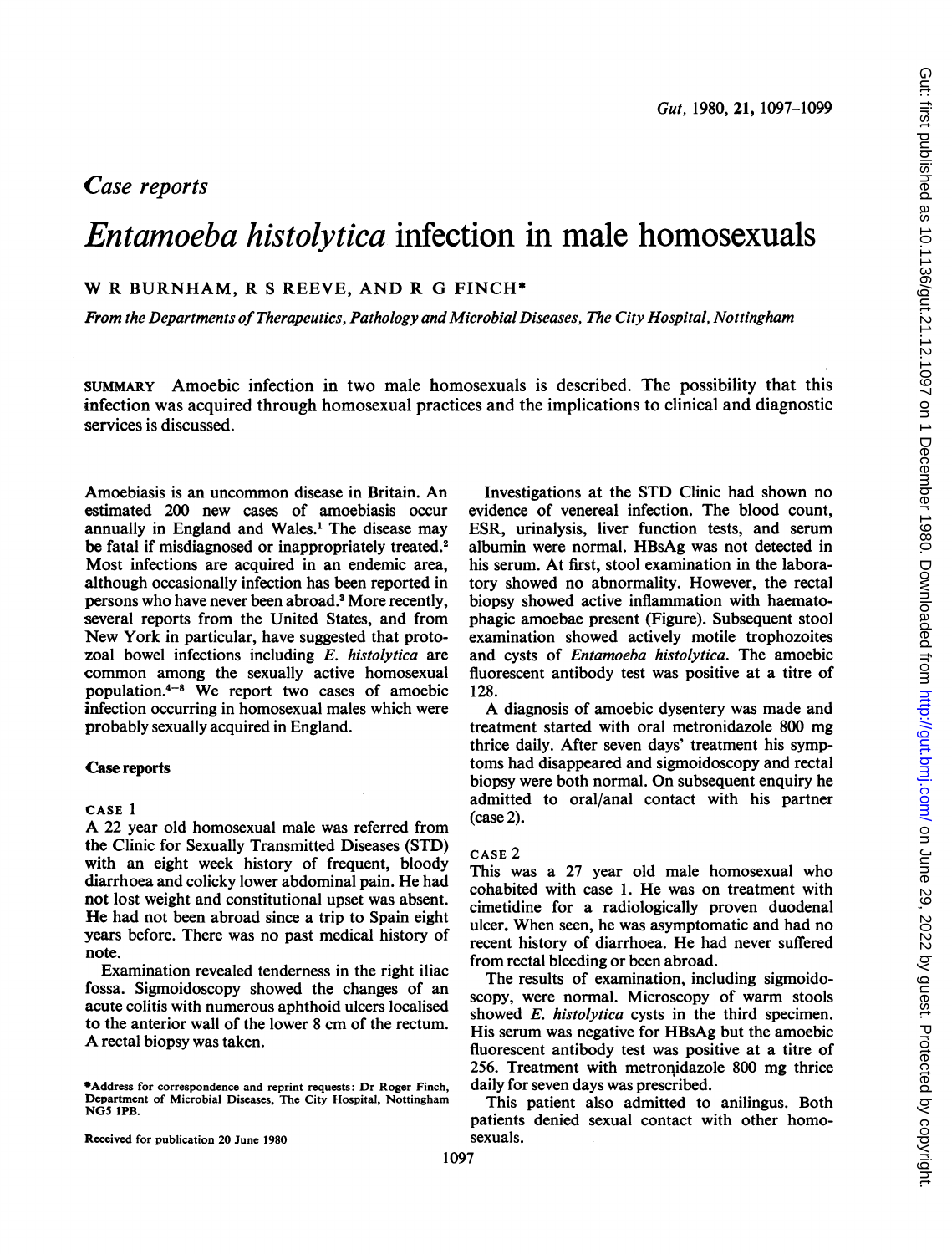## *Case reports*

# *Entamoeba histolytica* infection in male homosexuals

W R BURNHAM, R S REEVE, AND R G FINCH*

*From the Departments of Therapeutics, Pathology and Microbial Diseases, The City Hospital, Nottingham*

SUMMARY Amoebic infection in two male homosexuals is described. The possibility that this infection was acquired through homosexual practices and the implications to clinical and diagnostic services is discussed.

Amoebiasis is an uncommon disease in Britain. An estimated 200 new cases of amoebiasis occur annually in England and Wales.[1] The disease may be fatal if misdiagnosed or inappropriately treated.[2] Most infections are acquired in an endemic area, although occasionally infection has been reported in persons who have never been abroad.[3] More recently, several reports from the United States, and from New York in particular, have suggested that protozoal bowel infections including *E. histolytica* are common among the sexually active homosexual population.[4–8] We report two cases of amoebic infection occurring in homosexual males which were probably sexually acquired in England.

## Case reports

### CASE 1

A 22 year old homosexual male was referred from the Clinic for Sexually Transmitted Diseases (STD) with an eight week history of frequent, bloody diarrhoea and colicky lower abdominal pain. He had not lost weight and constitutional upset was absent. He had not been abroad since a trip to Spain eight years before. There was no past medical history of note.

Examination revealed tenderness in the right iliac fossa. Sigmoidoscopy showed the changes of an acute colitis with numerous aphthoid ulcers localised to the anterior wall of the lower 8 cm of the rectum. A rectal biopsy was taken.

Investigations at the STD Clinic had shown no evidence of venereal infection. The blood count, ESR, urinalysis, liver function tests, and serum albumin were normal. HBsAg was not detected in his serum. At first, stool examination in the laboratory showed no abnormality. However, the rectal biopsy showed active inflammation with haematophagic amoebae present (Figure). Subsequent stool examination showed actively motile trophozoites and cysts of *Entamoeba histolytica*. The amoebic fluorescent antibody test was positive at a titre of 128.

A diagnosis of amoebic dysentery was made and treatment started with oral metronidazole 800 mg thrice daily. After seven days' treatment his symptoms had disappeared and sigmoidoscopy and rectal biopsy were both normal. On subsequent enquiry he admitted to oral/anal contact with his partner (case 2).

### CASE 2

This was a 27 year old male homosexual who cohabited with case 1. He was on treatment with cimetidine for a radiologically proven duodenal ulcer. When seen, he was asymptomatic and had no recent history of diarrhoea. He had never suffered from rectal bleeding or been abroad.

The results of examination, including sigmoidoscopy, were normal. Microscopy of warm stools showed *E. histolytica* cysts in the third specimen. His serum was negative for HBsAg but the amoebic fluorescent antibody test was positive at a titre of 256. Treatment with metronidazole 800 mg thrice daily for seven days was prescribed.

This patient also admitted to anilingus. Both patients denied sexual contact with other homosexuals.

*Address for correspondence and reprint requests: Dr Roger Finch, Department of Microbial Diseases, The City Hospital, Nottingham NG5 1PB.

Received for publication 20 June 1980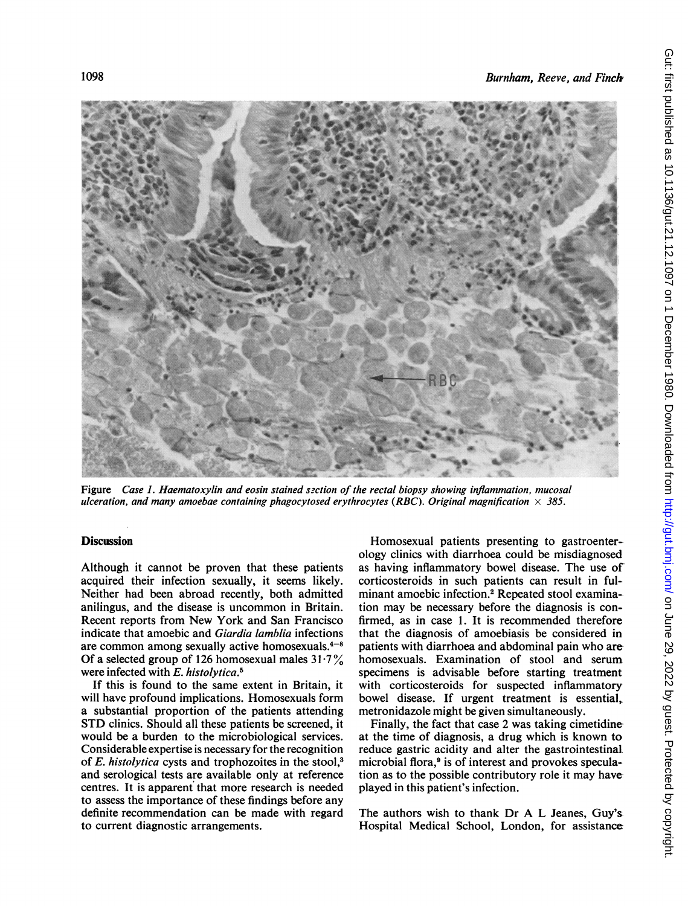Figure *Case 1. Haematoxylin and eosin stained section of the rectal biopsy showing inflammation, mucosal ulceration, and many amoebae containing phagocytosed erythrocytes (RBC). Original magnification × 385.*

## Discussion

Although it cannot be proven that these patients acquired their infection sexually, it seems likely. Neither had been abroad recently, both admitted anilingus, and the disease is uncommon in Britain. Recent reports from New York and San Francisco indicate that amoebic and *Giardia lamblia* infections are common among sexually active homosexuals.[4–8] Of a selected group of 126 homosexual males 31·7% were infected with *E. histolytica*.[5]

If this is found to the same extent in Britain, it will have profound implications. Homosexuals form a substantial proportion of the patients attending STD clinics. Should all these patients be screened, it would be a burden to the microbiological services. Considerable expertise is necessary for the recognition of *E. histolytica* cysts and trophozoites in the stool,[3] and serological tests are available only at reference centres. It is apparent that more research is needed to assess the importance of these findings before any definite recommendation can be made with regard to current diagnostic arrangements.

Homosexual patients presenting to gastroenterology clinics with diarrhoea could be misdiagnosed as having inflammatory bowel disease. The use of corticosteroids in such patients can result in fulminant amoebic infection.[2] Repeated stool examination may be necessary before the diagnosis is confirmed, as in case 1. It is recommended therefore that the diagnosis of amoebiasis be considered in patients with diarrhoea and abdominal pain who are homosexuals. Examination of stool and serum specimens is advisable before starting treatment with corticosteroids for suspected inflammatory bowel disease. If urgent treatment is essential, metronidazole might be given simultaneously.

Finally, the fact that case 2 was taking cimetidine at the time of diagnosis, a drug which is known to reduce gastric acidity and alter the gastrointestinal microbial flora,[9] is of interest and provokes speculation as to the possible contributory role it may have played in this patient's infection.

The authors wish to thank Dr A L Jeanes, Guy's Hospital Medical School, London, for assistance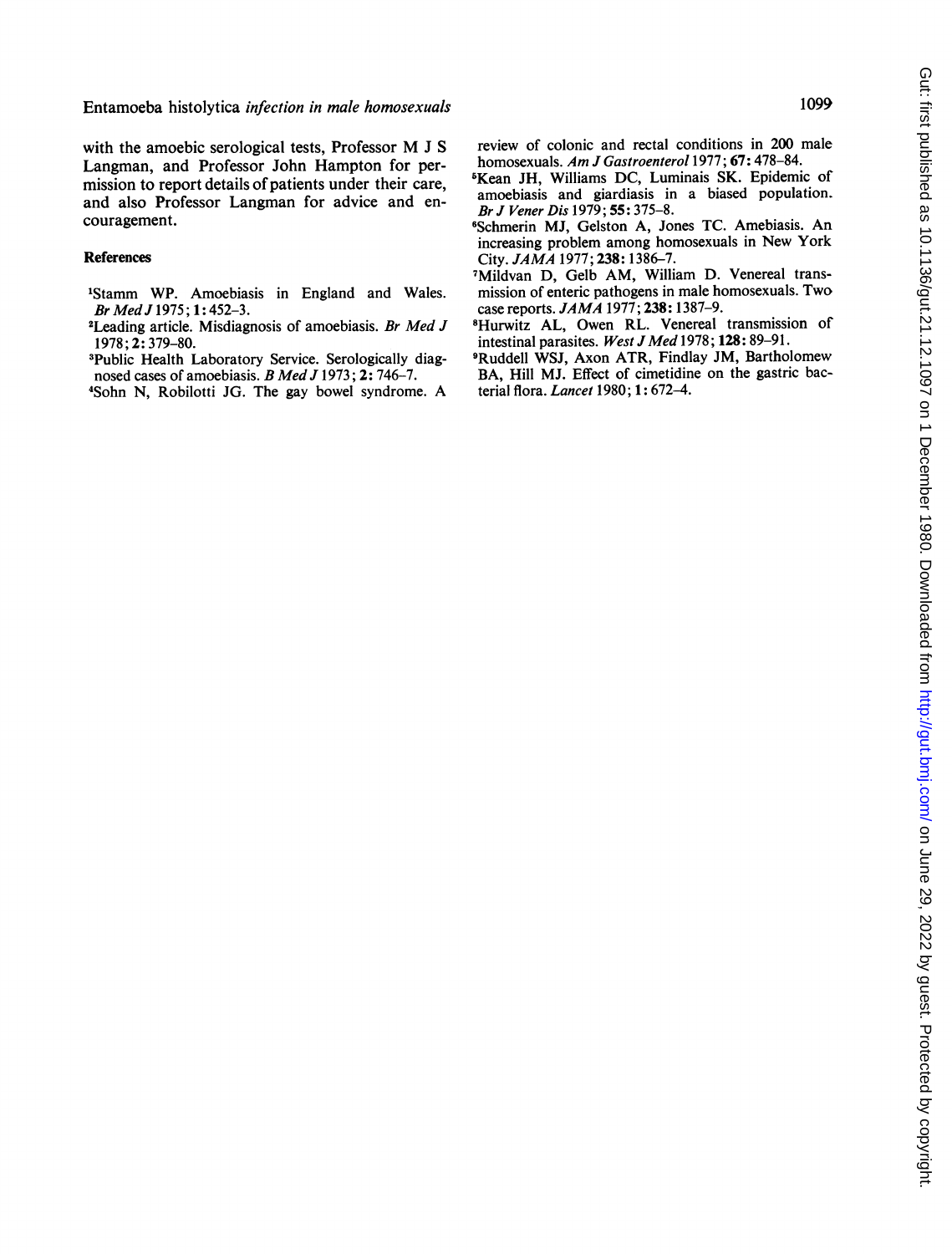with the amoebic serological tests, Professor M J S Langman, and Professor John Hampton for permission to report details of patients under their care, and also Professor Langman for advice and encouragement.

## References

[1]Stamm WP. Amoebiasis in England and Wales. *Br Med J* 1975; **1**: 452–3.

[2]Leading article. Misdiagnosis of amoebiasis. *Br Med J* 1978; **2**: 379–80.

[3]Public Health Laboratory Service. Serologically diagnosed cases of amoebiasis. *B Med J* 1973; **2**: 746–7.

[4]Sohn N, Robilotti JG. The gay bowel syndrome. A review of colonic and rectal conditions in 200 male homosexuals. *Am J Gastroenterol* 1977; **67**: 478–84.

[5]Kean JH, Williams DC, Luminais SK. Epidemic of amoebiasis and giardiasis in a biased population. *Br J Vener Dis* 1979; **55**: 375–8.

[6]Schmerin MJ, Gelston A, Jones TC. Amebiasis. An increasing problem among homosexuals in New York City. *JAMA* 1977; **238**: 1386–7.

[7]Mildvan D, Gelb AM, William D. Venereal transmission of enteric pathogens in male homosexuals. Two case reports. *JAMA* 1977; **238**: 1387–9.

[8]Hurwitz AL, Owen RL. Venereal transmission of intestinal parasites. *West J Med* 1978; **128**: 89–91.

[9]Ruddell WSJ, Axon ATR, Findlay JM, Bartholomew BA, Hill MJ. Effect of cimetidine on the gastric bacterial flora. *Lancet* 1980; **1**: 672–4.